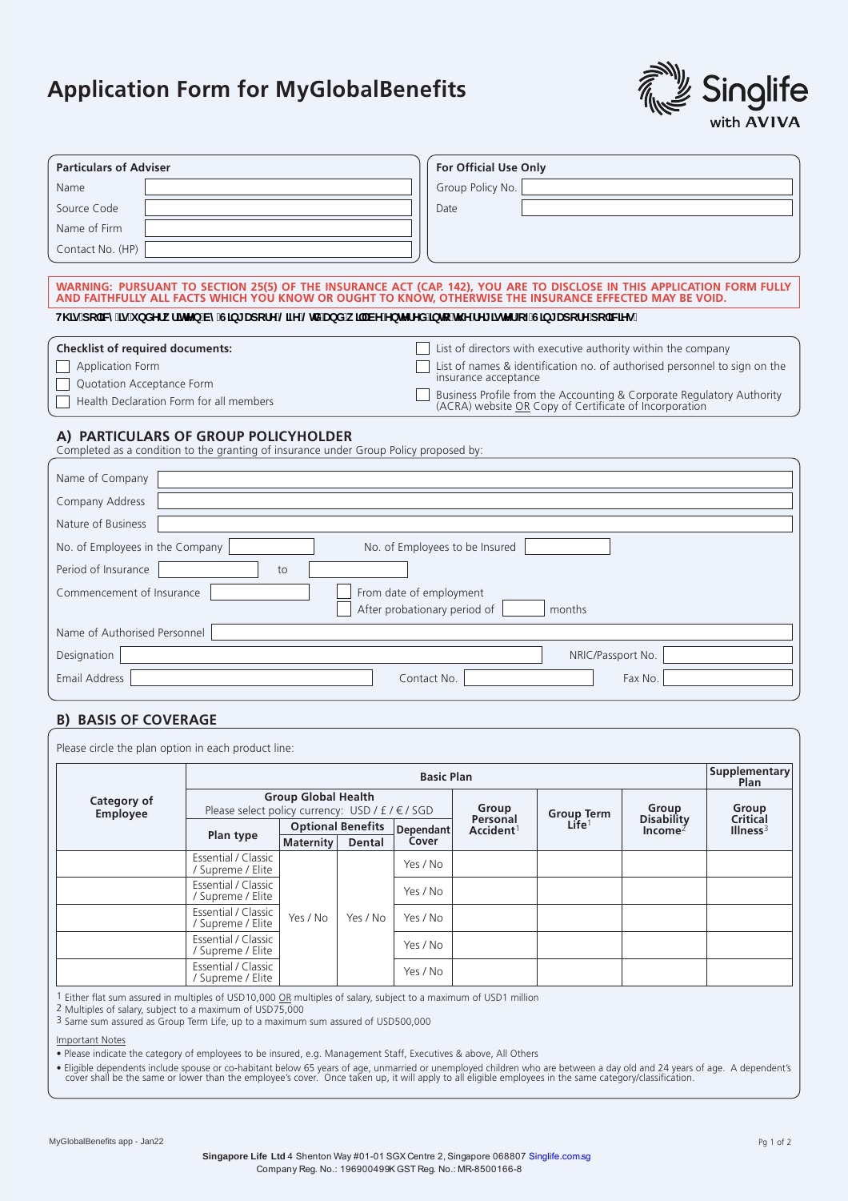# Application Form for MyGlobalBenefits

**Particulars of Adviser**

| | |
|---|---|
| Name | |
| Source Code | |
| Name of Firm | |
| Contact No. (HP) | |

**For Official Use Only**

| | |
|---|---|
| Group Policy No. | |
| Date | |

**WARNING: PURSUANT TO SECTION 25(5) OF THE INSURANCE ACT (CAP. 142), YOU ARE TO DISCLOSE IN THIS APPLICATION FORM FULLY AND FAITHFULLY ALL FACTS WHICH YOU KNOW OR OUGHT TO KNOW, OTHERWISE THE INSURANCE EFFECTED MAY BE VOID.**

**7KLV SROLF\ LV XQGHUZULWWHQ E\ 6LQJDSRUH /LIH /WG DQG ZLOO EH HQWHUHG LQWR WKH UHJLVWHU RI 6LQJDSRUH SROLFLHV**

**Checklist of required documents:**

- ☐ Application Form
- ☐ Quotation Acceptance Form
- ☐ Health Declaration Form for all members
- ☐ List of directors with executive authority within the company
- ☐ List of names & identification no. of authorised personnel to sign on the insurance acceptance
- ☐ Business Profile from the Accounting & Corporate Regulatory Authority (ACRA) website OR Copy of Certificate of Incorporation

## A) PARTICULARS OF GROUP POLICYHOLDER

Completed as a condition to the granting of insurance under Group Policy proposed by:

Name of Company: ____________________

Company Address: ____________________

Nature of Business: ____________________

No. of Employees in the Company: __________ No. of Employees to be Insured: __________

Period of Insurance: __________ to __________

Commencement of Insurance: __________ ☐ From date of employment ☐ After probationary period of ______ months

Name of Authorised Personnel: ____________________

Designation: ____________________ NRIC/Passport No.: __________

Email Address: __________ Contact No.: __________ Fax No.: __________

## B) BASIS OF COVERAGE

Please circle the plan option in each product line:

| Category of Employee | Basic Plan | | | | | | | | Supplementary Plan |
|---|---|---|---|---|---|---|---|---|---|
| | Group Global Health<br>Please select policy currency: USD / £ / € / SGD | | | | Group Personal Accident[1] | Group Term Life[1] | Group Disability Income[2] | Group Critical Illness[3] |
| | Plan type | Optional Benefits: Maternity | Optional Benefits: Dental | Dependant Cover | | | | |
| | Essential / Classic / Supreme / Elite | | | Yes / No | | | | |
| | Essential / Classic / Supreme / Elite | | | Yes / No | | | | |
| | Essential / Classic / Supreme / Elite | Yes / No | Yes / No | Yes / No | | | | |
| | Essential / Classic / Supreme / Elite | | | Yes / No | | | | |
| | Essential / Classic / Supreme / Elite | | | Yes / No | | | | |

1 Either flat sum assured in multiples of USD10,000 OR multiples of salary, subject to a maximum of USD1 million
2 Multiples of salary, subject to a maximum of USD75,000
3 Same sum assured as Group Term Life, up to a maximum sum assured of USD500,000

Important Notes

- Please indicate the category of employees to be insured, e.g. Management Staff, Executives & above, All Others
- Eligible dependents include spouse or co-habitant below 65 years of age, unmarried or unemployed children who are between a day old and 24 years of age. A dependent's cover shall be the same or lower than the employee's cover. Once taken up, it will apply to all eligible employees in the same category/classification.

MyGlobalBenefits app - Jan22

**Singapore Life Ltd** 4 Shenton Way #01-01 SGX Centre 2, Singapore 068807 Singlife.com.sg
Company Reg. No.: 196900499K GST Reg. No.: MR-8500166-8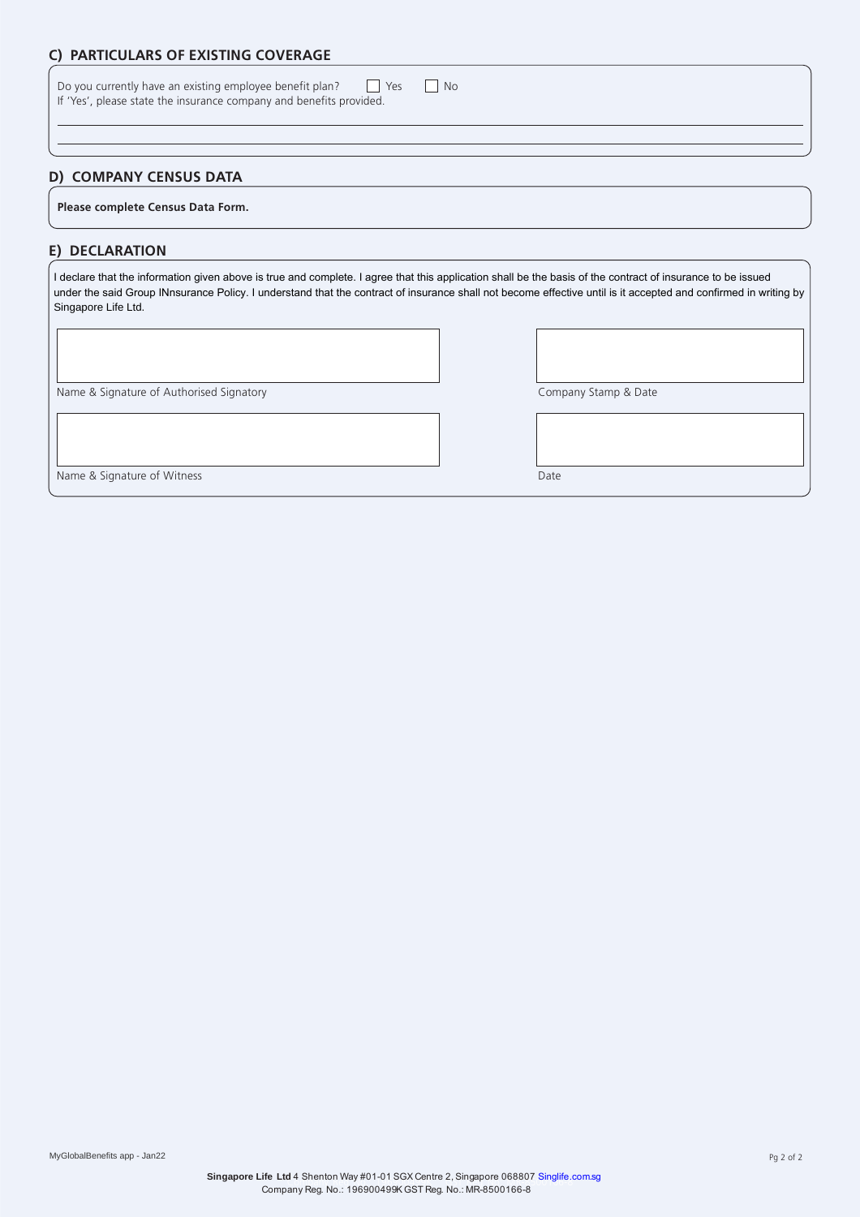## C) PARTICULARS OF EXISTING COVERAGE

Do you currently have an existing employee benefit plan? ☐ Yes ☐ No

If 'Yes', please state the insurance company and benefits provided.

## D) COMPANY CENSUS DATA

**Please complete Census Data Form.**

## E) DECLARATION

I declare that the information given above is true and complete. I agree that this application shall be the basis of the contract of insurance to be issued under the said Group INnsurance Policy. I understand that the contract of insurance shall not become effective until is it accepted and confirmed in writing by Singapore Life Ltd.

Name & Signature of Authorised Signatory

Company Stamp & Date

Name & Signature of Witness

Date

MyGlobalBenefits app - Jan22

**Singapore Life Ltd** 4 Shenton Way #01-01 SGX Centre 2, Singapore 068807 Singlife.com.sg
Company Reg. No.: 196900499K GST Reg. No.: MR-8500166-8